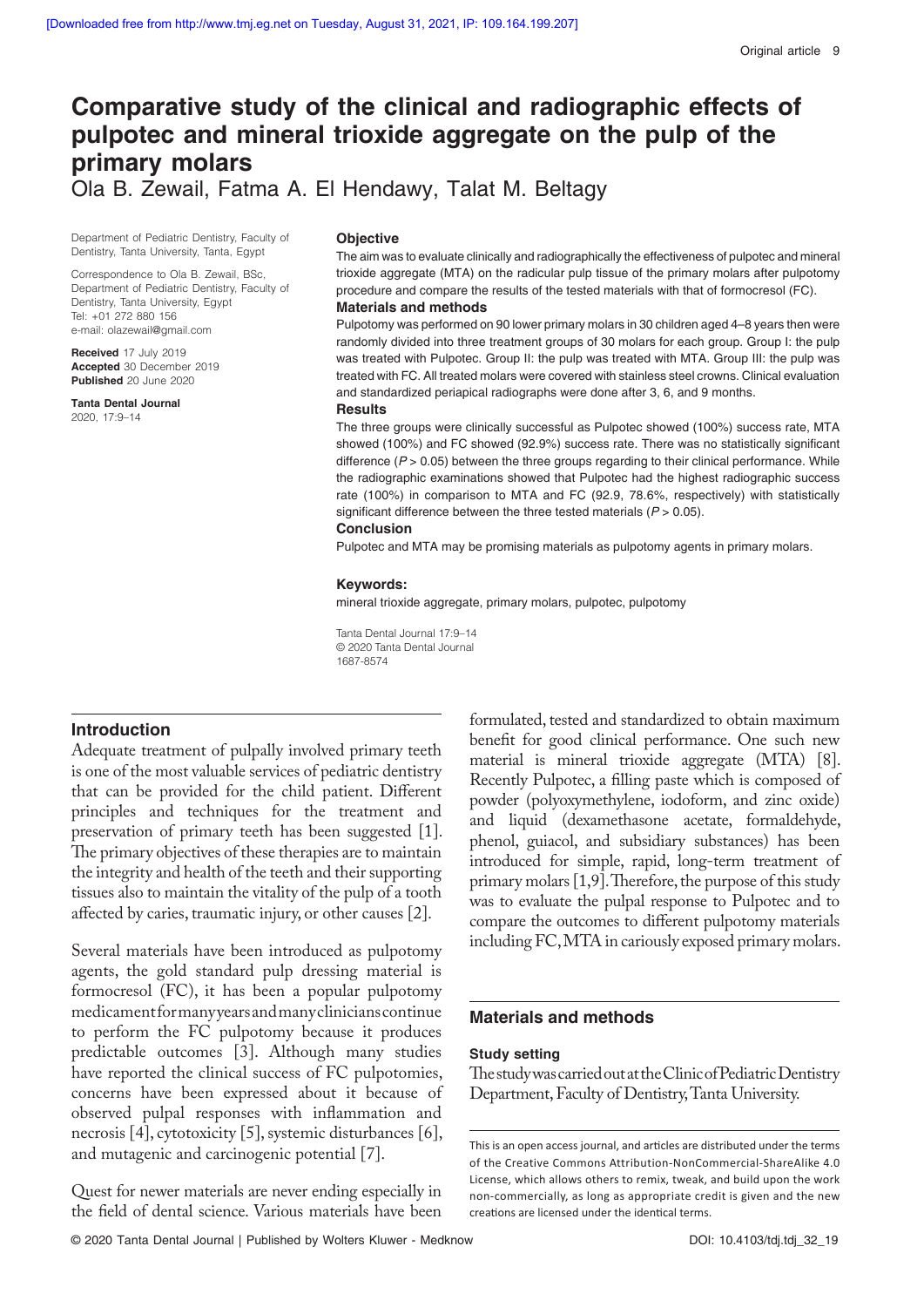# Comparative study of the clinical and radiographic effects of pulpotec and mineral trioxide aggregate on the pulp of the primary molars

Ola B. Zewail, Fatma A. El Hendawy, Talat M. Beltagy

Department of Pediatric Dentistry, Faculty of Dentistry, Tanta University, Tanta, Egypt

Correspondence to Ola B. Zewail, BSc, Department of Pediatric Dentistry, Faculty of Dentistry, Tanta University, Egypt
Tel: +01 272 880 156
e-mail: olazewail@gmail.com

**Received** 17 July 2019
**Accepted** 30 December 2019
**Published** 20 June 2020

**Tanta Dental Journal**
2020, 17:9–14

### Objective

The aim was to evaluate clinically and radiographically the effectiveness of pulpotec and mineral trioxide aggregate (MTA) on the radicular pulp tissue of the primary molars after pulpotomy procedure and compare the results of the tested materials with that of formocresol (FC).

### Materials and methods

Pulpotomy was performed on 90 lower primary molars in 30 children aged 4–8 years then were randomly divided into three treatment groups of 30 molars for each group. Group I: the pulp was treated with Pulpotec. Group II: the pulp was treated with MTA. Group III: the pulp was treated with FC. All treated molars were covered with stainless steel crowns. Clinical evaluation and standardized periapical radiographs were done after 3, 6, and 9 months.

### Results

The three groups were clinically successful as Pulpotec showed (100%) success rate, MTA showed (100%) and FC showed (92.9%) success rate. There was no statistically significant difference ($P > 0.05$) between the three groups regarding to their clinical performance. While the radiographic examinations showed that Pulpotec had the highest radiographic success rate (100%) in comparison to MTA and FC (92.9, 78.6%, respectively) with statistically significant difference between the three tested materials ($P > 0.05$).

### Conclusion

Pulpotec and MTA may be promising materials as pulpotomy agents in primary molars.

### Keywords:

mineral trioxide aggregate, primary molars, pulpotec, pulpotomy

Tanta Dental Journal 17:9–14
© 2020 Tanta Dental Journal
1687-8574

## Introduction

Adequate treatment of pulpally involved primary teeth is one of the most valuable services of pediatric dentistry that can be provided for the child patient. Different principles and techniques for the treatment and preservation of primary teeth has been suggested [1]. The primary objectives of these therapies are to maintain the integrity and health of the teeth and their supporting tissues also to maintain the vitality of the pulp of a tooth affected by caries, traumatic injury, or other causes [2].

Several materials have been introduced as pulpotomy agents, the gold standard pulp dressing material is formocresol (FC), it has been a popular pulpotomy medicament for many years and many clinicians continue to perform the FC pulpotomy because it produces predictable outcomes [3]. Although many studies have reported the clinical success of FC pulpotomies, concerns have been expressed about it because of observed pulpal responses with inflammation and necrosis [4], cytotoxicity [5], systemic disturbances [6], and mutagenic and carcinogenic potential [7].

Quest for newer materials are never ending especially in the field of dental science. Various materials have been formulated, tested and standardized to obtain maximum benefit for good clinical performance. One such new material is mineral trioxide aggregate (MTA) [8]. Recently Pulpotec, a filling paste which is composed of powder (polyoxymethylene, iodoform, and zinc oxide) and liquid (dexamethasone acetate, formaldehyde, phenol, guaiacol, and subsidiary substances) has been introduced for simple, rapid, long-term treatment of primary molars [1,9]. Therefore, the purpose of this study was to evaluate the pulpal response to Pulpotec and to compare the outcomes to different pulpotomy materials including FC, MTA in cariously exposed primary molars.

## Materials and methods

### Study setting

The study was carried out at the Clinic of Pediatric Dentistry Department, Faculty of Dentistry, Tanta University.

This is an open access journal, and articles are distributed under the terms of the Creative Commons Attribution-NonCommercial-ShareAlike 4.0 License, which allows others to remix, tweak, and build upon the work non-commercially, as long as appropriate credit is given and the new creations are licensed under the identical terms.

© 2020 Tanta Dental Journal | Published by Wolters Kluwer - Medknow DOI: 10.4103/tdj.tdj_32_19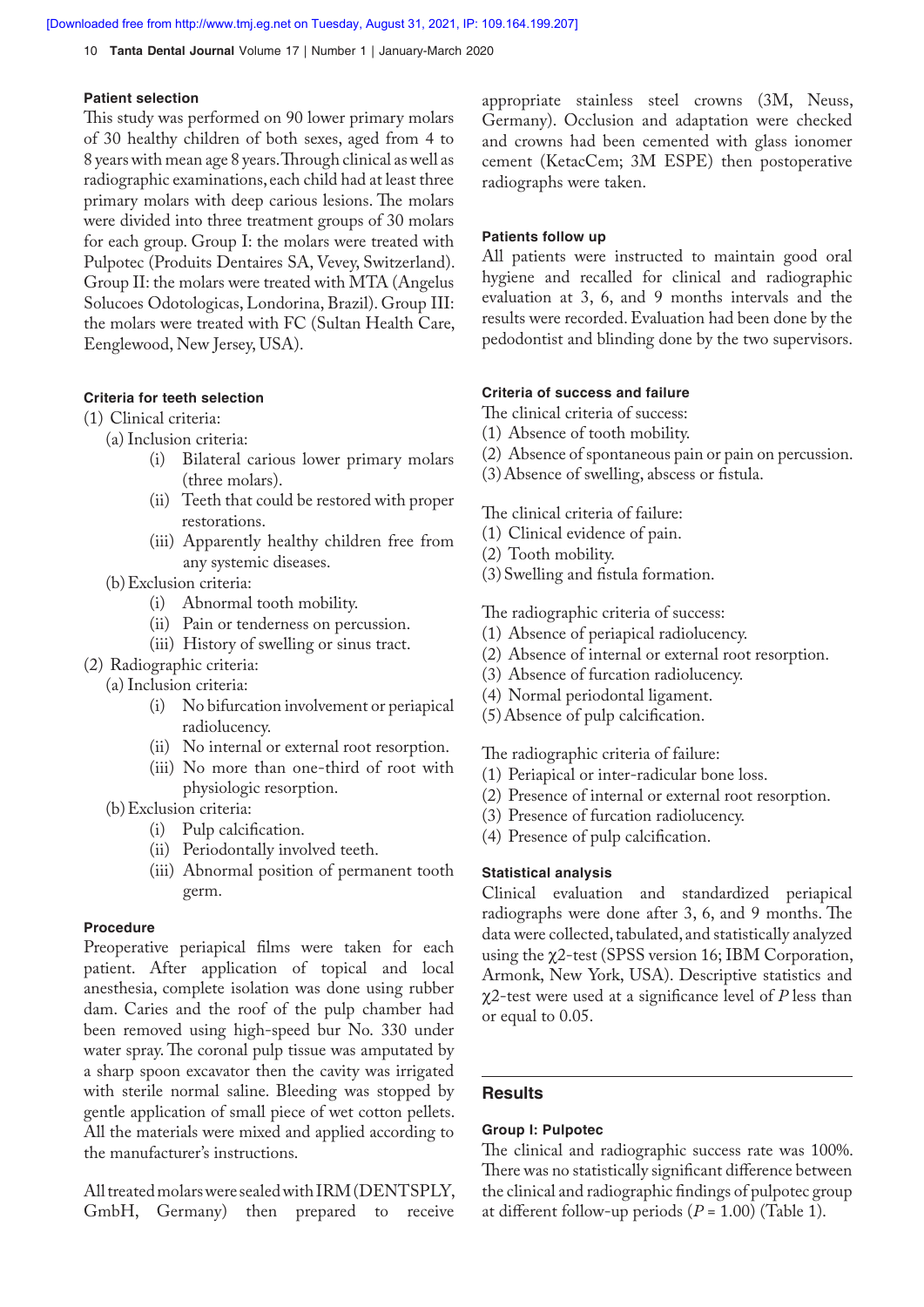### Patient selection

This study was performed on 90 lower primary molars of 30 healthy children of both sexes, aged from 4 to 8 years with mean age 8 years. Through clinical as well as radiographic examinations, each child had at least three primary molars with deep carious lesions. The molars were divided into three treatment groups of 30 molars for each group. Group I: the molars were treated with Pulpotec (Produits Dentaires SA, Vevey, Switzerland). Group II: the molars were treated with MTA (Angelus Solucoes Odotologicas, Londorina, Brazil). Group III: the molars were treated with FC (Sultan Health Care, Eenglewood, New Jersey, USA).

### Criteria for teeth selection

(1) Clinical criteria:
   (a) Inclusion criteria:
      (i) Bilateral carious lower primary molars (three molars).
      (ii) Teeth that could be restored with proper restorations.
      (iii) Apparently healthy children free from any systemic diseases.
   (b) Exclusion criteria:
      (i) Abnormal tooth mobility.
      (ii) Pain or tenderness on percussion.
      (iii) History of swelling or sinus tract.
(2) Radiographic criteria:
   (a) Inclusion criteria:
      (i) No bifurcation involvement or periapical radiolucency.
      (ii) No internal or external root resorption.
      (iii) No more than one-third of root with physiologic resorption.
   (b) Exclusion criteria:
      (i) Pulp calcification.
      (ii) Periodontally involved teeth.
      (iii) Abnormal position of permanent tooth germ.

### Procedure

Preoperative periapical films were taken for each patient. After application of topical and local anesthesia, complete isolation was done using rubber dam. Caries and the roof of the pulp chamber had been removed using high-speed bur No. 330 under water spray. The coronal pulp tissue was amputated by a sharp spoon excavator then the cavity was irrigated with sterile normal saline. Bleeding was stopped by gentle application of small piece of wet cotton pellets. All the materials were mixed and applied according to the manufacturer's instructions.

All treated molars were sealed with IRM (DENTSPLY, GmbH, Germany) then prepared to receive appropriate stainless steel crowns (3M, Neuss, Germany). Occlusion and adaptation were checked and crowns had been cemented with glass ionomer cement (KetacCem; 3M ESPE) then postoperative radiographs were taken.

### Patients follow up

All patients were instructed to maintain good oral hygiene and recalled for clinical and radiographic evaluation at 3, 6, and 9 months intervals and the results were recorded. Evaluation had been done by the pedodontist and blinding done by the two supervisors.

### Criteria of success and failure

The clinical criteria of success:
(1) Absence of tooth mobility.
(2) Absence of spontaneous pain or pain on percussion.
(3) Absence of swelling, abscess or fistula.

The clinical criteria of failure:
(1) Clinical evidence of pain.
(2) Tooth mobility.
(3) Swelling and fistula formation.

The radiographic criteria of success:
(1) Absence of periapical radiolucency.
(2) Absence of internal or external root resorption.
(3) Absence of furcation radiolucency.
(4) Normal periodontal ligament.
(5) Absence of pulp calcification.

The radiographic criteria of failure:
(1) Periapical or inter-radicular bone loss.
(2) Presence of internal or external root resorption.
(3) Presence of furcation radiolucency.
(4) Presence of pulp calcification.

### Statistical analysis

Clinical evaluation and standardized periapical radiographs were done after 3, 6, and 9 months. The data were collected, tabulated, and statistically analyzed using the $\chi^2$-test (SPSS version 16; IBM Corporation, Armonk, New York, USA). Descriptive statistics and $\chi^2$-test were used at a significance level of $P$ less than or equal to 0.05.

## Results

### Group I: Pulpotec

The clinical and radiographic success rate was 100%. There was no statistically significant difference between the clinical and radiographic findings of pulpotec group at different follow-up periods ($P = 1.00$) (Table 1).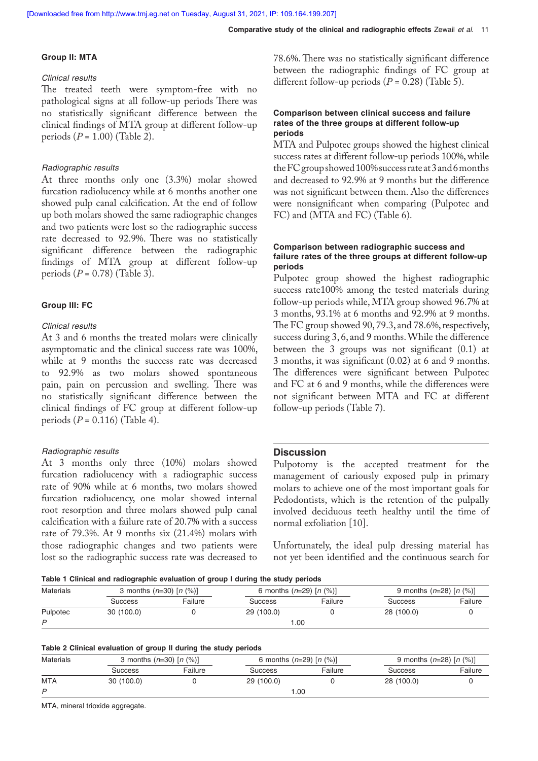### Group II: MTA

#### *Clinical results*

The treated teeth were symptom-free with no pathological signs at all follow-up periods There was no statistically significant difference between the clinical findings of MTA group at different follow-up periods (*P* = 1.00) (Table 2).

#### *Radiographic results*

At three months only one (3.3%) molar showed furcation radiolucency while at 6 months another one showed pulp canal calcification. At the end of follow up both molars showed the same radiographic changes and two patients were lost so the radiographic success rate decreased to 92.9%. There was no statistically significant difference between the radiographic findings of MTA group at different follow-up periods (*P* = 0.78) (Table 3).

### Group III: FC

#### *Clinical results*

At 3 and 6 months the treated molars were clinically asymptomatic and the clinical success rate was 100%, while at 9 months the success rate was decreased to 92.9% as two molars showed spontaneous pain, pain on percussion and swelling. There was no statistically significant difference between the clinical findings of FC group at different follow-up periods (*P* = 0.116) (Table 4).

#### *Radiographic results*

At 3 months only three (10%) molars showed furcation radiolucency with a radiographic success rate of 90% while at 6 months, two molars showed furcation radiolucency, one molar showed internal root resorption and three molars showed pulp canal calcification with a failure rate of 20.7% with a success rate of 79.3%. At 9 months six (21.4%) molars with those radiographic changes and two patients were lost so the radiographic success rate was decreased to 78.6%. There was no statistically significant difference between the radiographic findings of FC group at different follow-up periods (*P* = 0.28) (Table 5).

### Comparison between clinical success and failure rates of the three groups at different follow-up periods

MTA and Pulpotec groups showed the highest clinical success rates at different follow-up periods 100%, while the FC group showed 100% success rate at 3 and 6 months and decreased to 92.9% at 9 months but the difference was not significant between them. Also the differences were nonsignificant when comparing (Pulpotec and FC) and (MTA and FC) (Table 6).

### Comparison between radiographic success and failure rates of the three groups at different follow-up periods

Pulpotec group showed the highest radiographic success rate100% among the tested materials during follow-up periods while, MTA group showed 96.7% at 3 months, 93.1% at 6 months and 92.9% at 9 months. The FC group showed 90, 79.3, and 78.6%, respectively, success during 3, 6, and 9 months. While the difference between the 3 groups was not significant (0.1) at 3 months, it was significant (0.02) at 6 and 9 months. The differences were significant between Pulpotec and FC at 6 and 9 months, while the differences were not significant between MTA and FC at different follow-up periods (Table 7).

## Discussion

Pulpotomy is the accepted treatment for the management of cariously exposed pulp in primary molars to achieve one of the most important goals for Pedodontists, which is the retention of the pulpally involved deciduous teeth healthy until the time of normal exfoliation [10].

Unfortunately, the ideal pulp dressing material has not yet been identified and the continuous search for

**Table 1 Clinical and radiographic evaluation of group I during the study periods**

| Materials | 3 months (*n*=30) [*n* (%)] | | 6 months (*n*=29) [*n* (%)] | | 9 months (*n*=28) [*n* (%)] | |
|---|---|---|---|---|---|---|
| | Success | Failure | Success | Failure | Success | Failure |
| Pulpotec | 30 (100.0) | 0 | 29 (100.0) | 0 | 28 (100.0) | 0 |
| *P* | | | 1.00 | | | |

**Table 2 Clinical evaluation of group II during the study periods**

| Materials | 3 months (*n*=30) [*n* (%)] | | 6 months (*n*=29) [*n* (%)] | | 9 months (*n*=28) [*n* (%)] | |
|---|---|---|---|---|---|---|
| | Success | Failure | Success | Failure | Success | Failure |
| MTA | 30 (100.0) | 0 | 29 (100.0) | 0 | 28 (100.0) | 0 |
| *P* | | | 1.00 | | | |

MTA, mineral trioxide aggregate.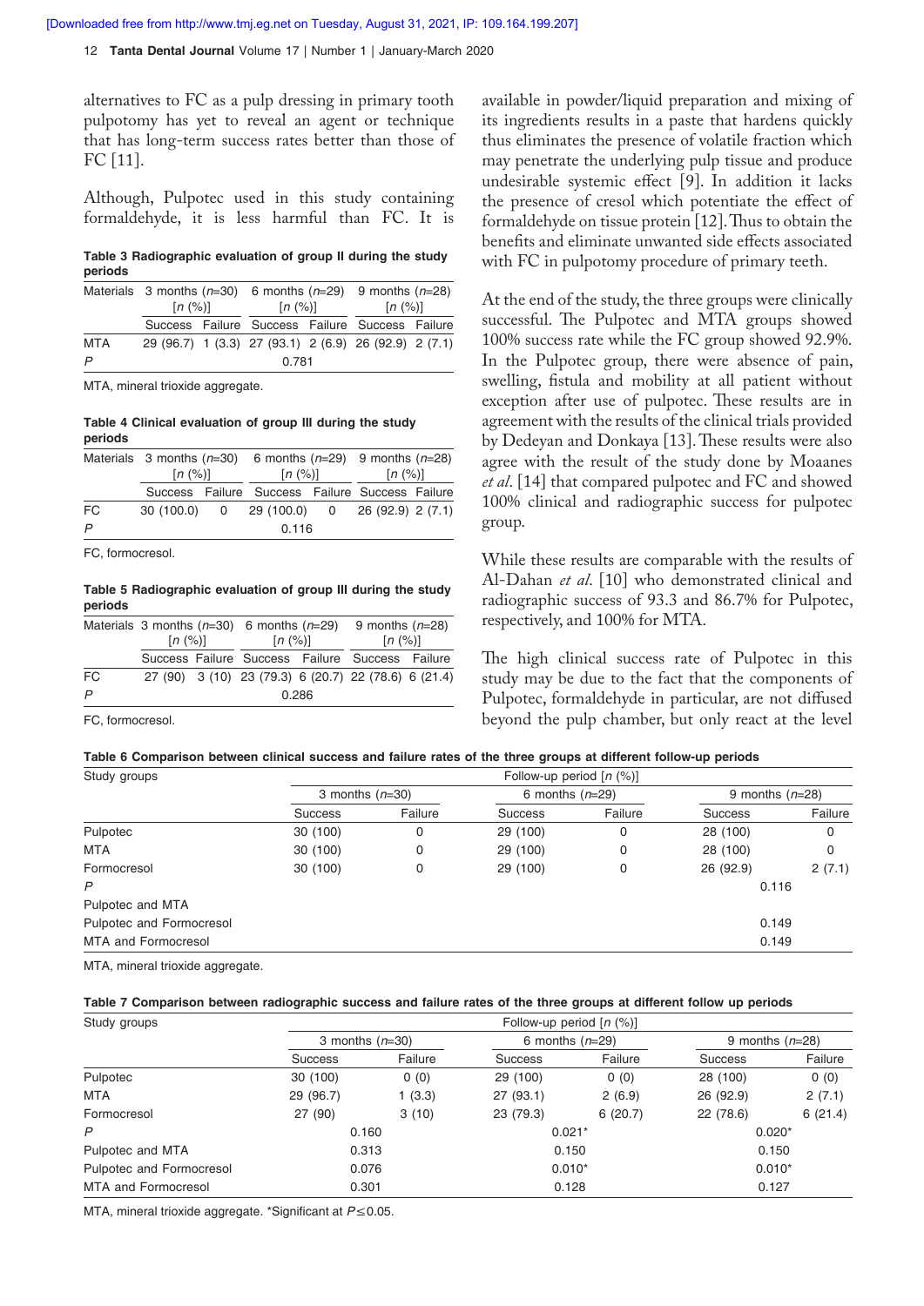alternatives to FC as a pulp dressing in primary tooth pulpotomy has yet to reveal an agent or technique that has long-term success rates better than those of FC [11].

Although, Pulpotec used in this study containing formaldehyde, it is less harmful than FC. It is available in powder/liquid preparation and mixing of its ingredients results in a paste that hardens quickly thus eliminates the presence of volatile fraction which may penetrate the underlying pulp tissue and produce undesirable systemic effect [9]. In addition it lacks the presence of cresol which potentiate the effect of formaldehyde on tissue protein [12]. Thus to obtain the benefits and eliminate unwanted side effects associated with FC in pulpotomy procedure of primary teeth.

**Table 3 Radiographic evaluation of group II during the study periods**

| Materials | 3 months ($n$=30) [$n$ (%)] | | 6 months ($n$=29) [$n$ (%)] | | 9 months ($n$=28) [$n$ (%)] | |
|---|---|---|---|---|---|---|
| | Success | Failure | Success | Failure | Success | Failure |
| MTA | 29 (96.7) | 1 (3.3) | 27 (93.1) | 2 (6.9) | 26 (92.9) | 2 (7.1) |
| $P$ | | | 0.781 | | | |

MTA, mineral trioxide aggregate.

**Table 4 Clinical evaluation of group III during the study periods**

| Materials | 3 months ($n$=30) [$n$ (%)] | | 6 months ($n$=29) [$n$ (%)] | | 9 months ($n$=28) [$n$ (%)] | |
|---|---|---|---|---|---|---|
| | Success | Failure | Success | Failure | Success | Failure |
| FC | 30 (100.0) | 0 | 29 (100.0) | 0 | 26 (92.9) | 2 (7.1) |
| $P$ | | | 0.116 | | | |

FC, formocresol.

**Table 5 Radiographic evaluation of group III during the study periods**

| Materials | 3 months ($n$=30) [$n$ (%)] | | 6 months ($n$=29) [$n$ (%)] | | 9 months ($n$=28) [$n$ (%)] | |
|---|---|---|---|---|---|---|
| | Success | Failure | Success | Failure | Success | Failure |
| FC | 27 (90) | 3 (10) | 23 (79.3) | 6 (20.7) | 22 (78.6) | 6 (21.4) |
| $P$ | | | 0.286 | | | |

FC, formocresol.

At the end of the study, the three groups were clinically successful. The Pulpotec and MTA groups showed 100% success rate while the FC group showed 92.9%. In the Pulpotec group, there were absence of pain, swelling, fistula and mobility at all patient without exception after use of pulpotec. These results are in agreement with the results of the clinical trials provided by Dedeyan and Donkaya [13]. These results were also agree with the result of the study done by Moaanes *et al*. [14] that compared pulpotec and FC and showed 100% clinical and radiographic success for pulpotec group.

While these results are comparable with the results of Al-Dahan *et al*. [10] who demonstrated clinical and radiographic success of 93.3 and 86.7% for Pulpotec, respectively, and 100% for MTA.

The high clinical success rate of Pulpotec in this study may be due to the fact that the components of Pulpotec, formaldehyde in particular, are not diffused beyond the pulp chamber, but only react at the level

**Table 6 Comparison between clinical success and failure rates of the three groups at different follow-up periods**

| Study groups | Follow-up period [$n$ (%)] | | | | | |
|---|---|---|---|---|---|---|
| | 3 months ($n$=30) | | 6 months ($n$=29) | | 9 months ($n$=28) | |
| | Success | Failure | Success | Failure | Success | Failure |
| Pulpotec | 30 (100) | 0 | 29 (100) | 0 | 28 (100) | 0 |
| MTA | 30 (100) | 0 | 29 (100) | 0 | 28 (100) | 0 |
| Formocresol | 30 (100) | 0 | 29 (100) | 0 | 26 (92.9) | 2 (7.1) |
| $P$ | | | | | 0.116 | |
| Pulpotec and MTA | | | | | | |
| Pulpotec and Formocresol | | | | | 0.149 | |
| MTA and Formocresol | | | | | 0.149 | |

MTA, mineral trioxide aggregate.

**Table 7 Comparison between radiographic success and failure rates of the three groups at different follow up periods**

| Study groups | Follow-up period [$n$ (%)] | | | | | |
|---|---|---|---|---|---|---|
| | 3 months ($n$=30) | | 6 months ($n$=29) | | 9 months ($n$=28) | |
| | Success | Failure | Success | Failure | Success | Failure |
| Pulpotec | 30 (100) | 0 (0) | 29 (100) | 0 (0) | 28 (100) | 0 (0) |
| MTA | 29 (96.7) | 1 (3.3) | 27 (93.1) | 2 (6.9) | 26 (92.9) | 2 (7.1) |
| Formocresol | 27 (90) | 3 (10) | 23 (79.3) | 6 (20.7) | 22 (78.6) | 6 (21.4) |
| $P$ | 0.160 | | 0.021* | | 0.020* | |
| Pulpotec and MTA | 0.313 | | 0.150 | | 0.150 | |
| Pulpotec and Formocresol | 0.076 | | 0.010* | | 0.010* | |
| MTA and Formocresol | 0.301 | | 0.128 | | 0.127 | |

MTA, mineral trioxide aggregate. *Significant at $P\leq0.05$.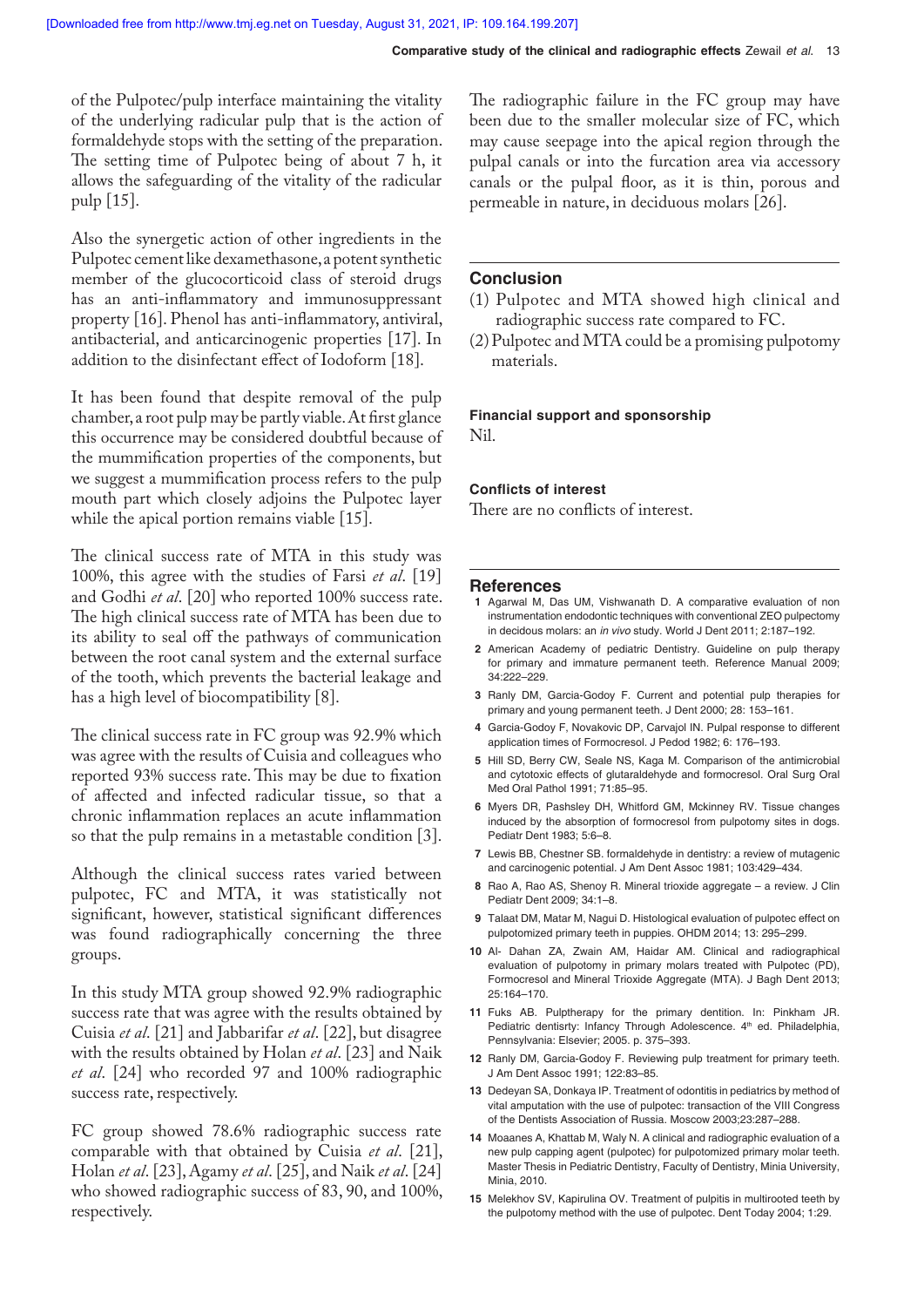of the Pulpotec/pulp interface maintaining the vitality of the underlying radicular pulp that is the action of formaldehyde stops with the setting of the preparation. The setting time of Pulpotec being of about 7 h, it allows the safeguarding of the vitality of the radicular pulp [15].

Also the synergetic action of other ingredients in the Pulpotec cement like dexamethasone, a potent synthetic member of the glucocorticoid class of steroid drugs has an anti-inflammatory and immunosuppressant property [16]. Phenol has anti-inflammatory, antiviral, antibacterial, and anticarcinogenic properties [17]. In addition to the disinfectant effect of Iodoform [18].

It has been found that despite removal of the pulp chamber, a root pulp may be partly viable. At first glance this occurrence may be considered doubtful because of the mummification properties of the components, but we suggest a mummification process refers to the pulp mouth part which closely adjoins the Pulpotec layer while the apical portion remains viable [15].

The clinical success rate of MTA in this study was 100%, this agree with the studies of Farsi *et al*. [19] and Godhi *et al*. [20] who reported 100% success rate. The high clinical success rate of MTA has been due to its ability to seal off the pathways of communication between the root canal system and the external surface of the tooth, which prevents the bacterial leakage and has a high level of biocompatibility [8].

The clinical success rate in FC group was 92.9% which was agree with the results of Cuisia and colleagues who reported 93% success rate. This may be due to fixation of affected and infected radicular tissue, so that a chronic inflammation replaces an acute inflammation so that the pulp remains in a metastable condition [3].

Although the clinical success rates varied between pulpotec, FC and MTA, it was statistically not significant, however, statistical significant differences was found radiographically concerning the three groups.

In this study MTA group showed 92.9% radiographic success rate that was agree with the results obtained by Cuisia *et al*. [21] and Jabbarifar *et al*. [22], but disagree with the results obtained by Holan *et al*. [23] and Naik *et al*. [24] who recorded 97 and 100% radiographic success rate, respectively.

FC group showed 78.6% radiographic success rate comparable with that obtained by Cuisia *et al*. [21], Holan *et al*. [23], Agamy *et al*. [25], and Naik *et al*. [24] who showed radiographic success of 83, 90, and 100%, respectively.

The radiographic failure in the FC group may have been due to the smaller molecular size of FC, which may cause seepage into the apical region through the pulpal canals or into the furcation area via accessory canals or the pulpal floor, as it is thin, porous and permeable in nature, in deciduous molars [26].

## Conclusion

(1) Pulpotec and MTA showed high clinical and radiographic success rate compared to FC.
(2) Pulpotec and MTA could be a promising pulpotomy materials.

#### Financial support and sponsorship

Nil.

#### Conflicts of interest

There are no conflicts of interest.

## References

1. Agarwal M, Das UM, Vishwanath D. A comparative evaluation of non instrumentation endodontic techniques with conventional ZEO pulpectomy in decidous molars: an *in vivo* study. World J Dent 2011; 2:187–192.
2. American Academy of pediatric Dentistry. Guideline on pulp therapy for primary and immature permanent teeth. Reference Manual 2009; 34:222–229.
3. Ranly DM, Garcia-Godoy F. Current and potential pulp therapies for primary and young permanent teeth. J Dent 2000; 28: 153–161.
4. Garcia-Godoy F, Novakovic DP, Carvajol IN. Pulpal response to different application times of Formocresol. J Pedod 1982; 6: 176–193.
5. Hill SD, Berry CW, Seale NS, Kaga M. Comparison of the antimicrobial and cytotoxic effects of glutaraldehyde and formocresol. Oral Surg Oral Med Oral Pathol 1991; 71:85–95.
6. Myers DR, Pashsley DH, Whitford GM, Mckinney RV. Tissue changes induced by the absorption of formocresol from pulpotomy sites in dogs. Pediatr Dent 1983; 5:6–8.
7. Lewis BB, Chestner SB. formaldehyde in dentistry: a review of mutagenic and carcinogenic potential. J Am Dent Assoc 1981; 103:429–434.
8. Rao A, Rao AS, Shenoy R. Mineral trioxide aggregate – a review. J Clin Pediatr Dent 2009; 34:1–8.
9. Talaat DM, Matar M, Nagui D. Histological evaluation of pulpotec effect on pulpotomized primary teeth in puppies. OHDM 2014; 13: 295–299.
10. Al- Dahan ZA, Zwain AM, Haidar AM. Clinical and radiographical evaluation of pulpotomy in primary molars treated with Pulpotec (PD), Formocresol and Mineral Trioxide Aggregate (MTA). J Bagh Dent 2013; 25:164–170.
11. Fuks AB. Pulptherapy for the primary dentition. In: Pinkham JR. Pediatric dentisrty: Infancy Through Adolescence. 4th ed. Philadelphia, Pennsylvania: Elsevier; 2005. p. 375–393.
12. Ranly DM, Garcia-Godoy F. Reviewing pulp treatment for primary teeth. J Am Dent Assoc 1991; 122:83–85.
13. Dedeyan SA, Donkaya IP. Treatment of odontitis in pediatrics by method of vital amputation with the use of pulpotec: transaction of the VIII Congress of the Dentists Association of Russia. Moscow 2003;23:287–288.
14. Moaanes A, Khattab M, Waly N. A clinical and radiographic evaluation of a new pulp capping agent (pulpotec) for pulpotomized primary molar teeth. Master Thesis in Pediatric Dentistry, Faculty of Dentistry, Minia University, Minia, 2010.
15. Melekhov SV, Kapirulina OV. Treatment of pulpitis in multirooted teeth by the pulpotomy method with the use of pulpotec. Dent Today 2004; 1:29.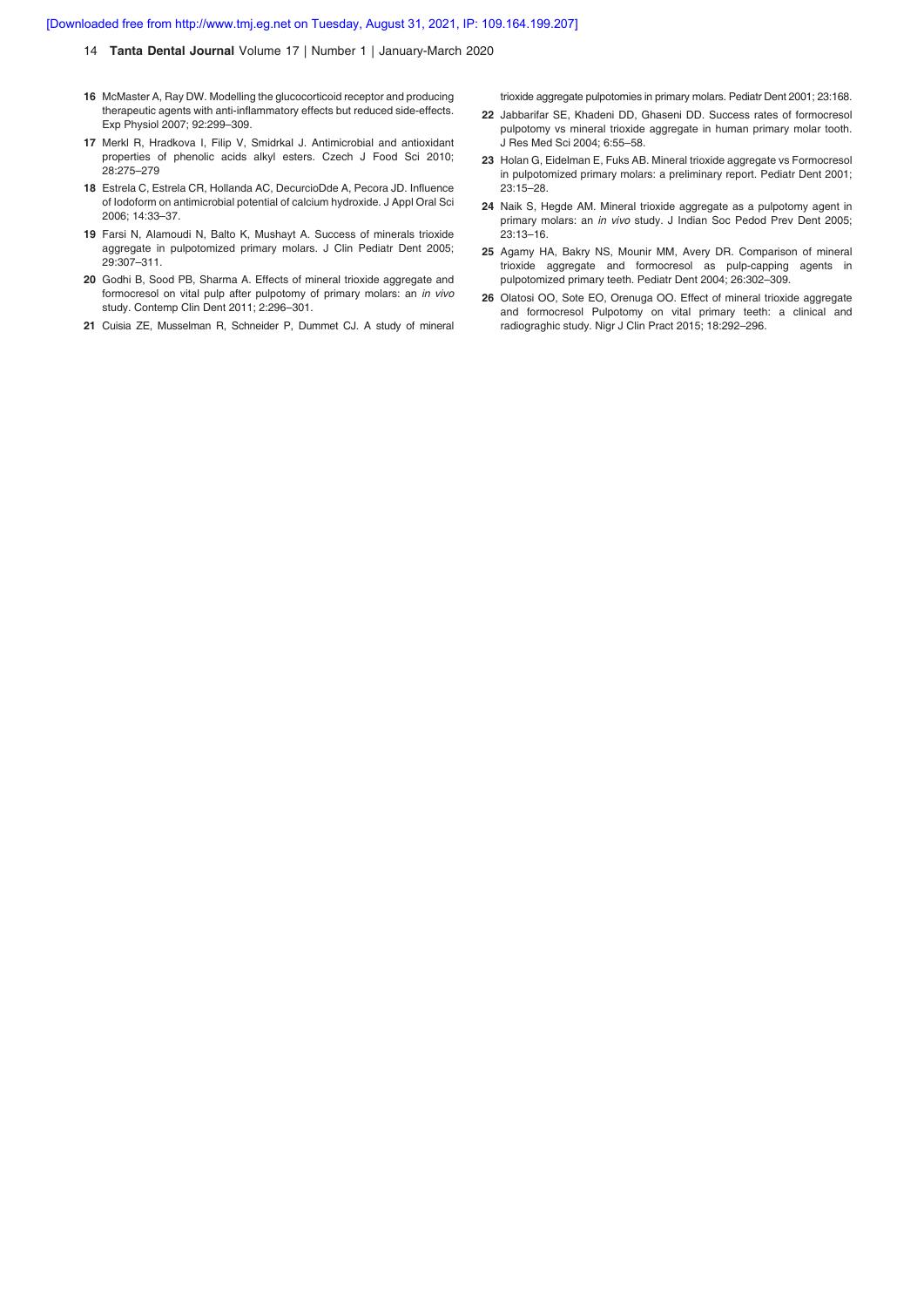16 McMaster A, Ray DW. Modelling the glucocorticoid receptor and producing therapeutic agents with anti-inflammatory effects but reduced side-effects. Exp Physiol 2007; 92:299–309.

17 Merkl R, Hradkova I, Filip V, Smidrkal J. Antimicrobial and antioxidant properties of phenolic acids alkyl esters. Czech J Food Sci 2010; 28:275–279

18 Estrela C, Estrela CR, Hollanda AC, DecurcioDde A, Pecora JD. Influence of Iodoform on antimicrobial potential of calcium hydroxide. J Appl Oral Sci 2006; 14:33–37.

19 Farsi N, Alamoudi N, Balto K, Mushayt A. Success of minerals trioxide aggregate in pulpotomized primary molars. J Clin Pediatr Dent 2005; 29:307–311.

20 Godhi B, Sood PB, Sharma A. Effects of mineral trioxide aggregate and formocresol on vital pulp after pulpotomy of primary molars: an *in vivo* study. Contemp Clin Dent 2011; 2:296–301.

21 Cuisia ZE, Musselman R, Schneider P, Dummet CJ. A study of mineral trioxide aggregate pulpotomies in primary molars. Pediatr Dent 2001; 23:168.

22 Jabbarifar SE, Khadeni DD, Ghaseni DD. Success rates of formocresol pulpotomy vs mineral trioxide aggregate in human primary molar tooth. J Res Med Sci 2004; 6:55–58.

23 Holan G, Eidelman E, Fuks AB. Mineral trioxide aggregate vs Formocresol in pulpotomized primary molars: a preliminary report. Pediatr Dent 2001; 23:15–28.

24 Naik S, Hegde AM. Mineral trioxide aggregate as a pulpotomy agent in primary molars: an *in vivo* study. J Indian Soc Pedod Prev Dent 2005; 23:13–16.

25 Agamy HA, Bakry NS, Mounir MM, Avery DR. Comparison of mineral trioxide aggregate and formocresol as pulp-capping agents in pulpotomized primary teeth. Pediatr Dent 2004; 26:302–309.

26 Olatosi OO, Sote EO, Orenuga OO. Effect of mineral trioxide aggregate and formocresol Pulpotomy on vital primary teeth: a clinical and radiograghic study. Nigr J Clin Pract 2015; 18:292–296.